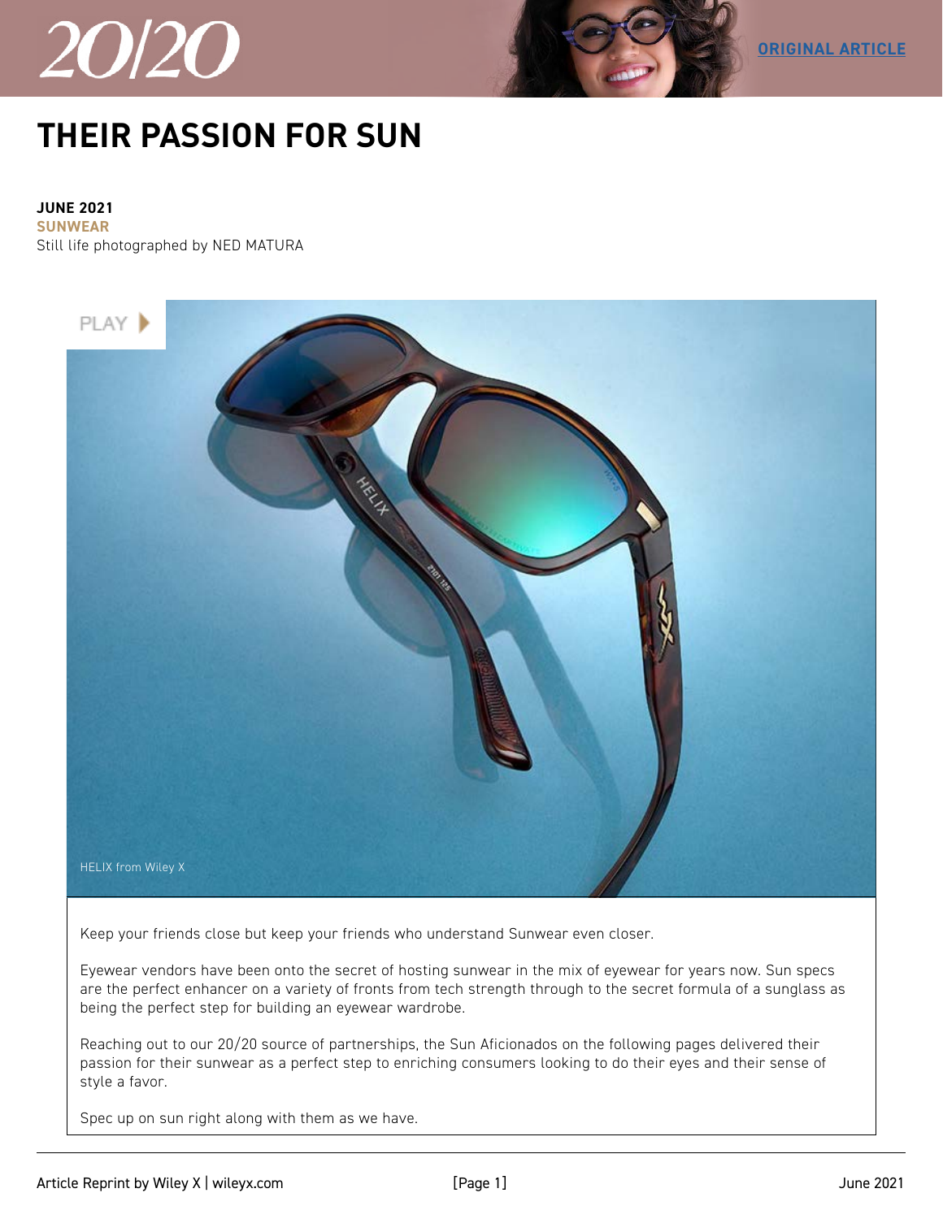20/20

ORIGINAL ARTICLE

# THEIR PASSION FOR SUN

**JUNE 2021**
**SUNWEAR**
Still life photographed by NED MATURA

PLAY

HELIX from Wiley X

Keep your friends close but keep your friends who understand Sunwear even closer.

Eyewear vendors have been onto the secret of hosting sunwear in the mix of eyewear for years now. Sun specs are the perfect enhancer on a variety of fronts from tech strength through to the secret formula of a sunglass as being the perfect step for building an eyewear wardrobe.

Reaching out to our 20/20 source of partnerships, the Sun Aficionados on the following pages delivered their passion for their sunwear as a perfect step to enriching consumers looking to do their eyes and their sense of style a favor.

Spec up on sun right along with them as we have.

Article Reprint by Wiley X | wileyx.com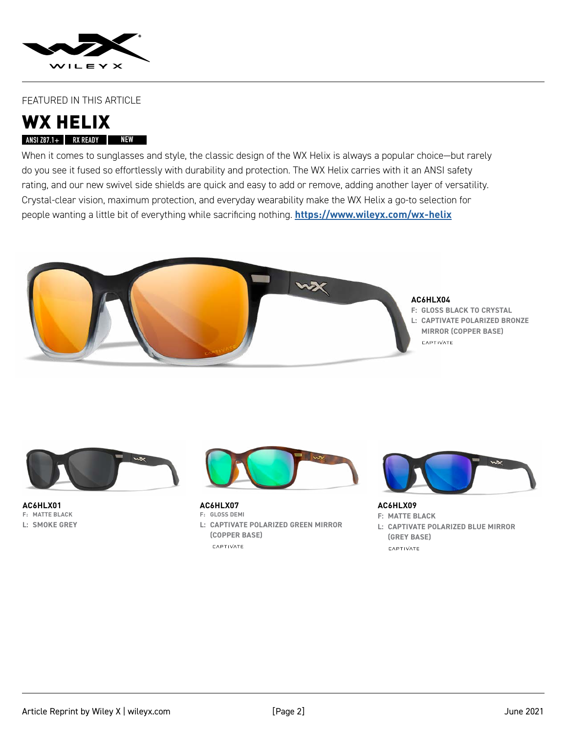FEATURED IN THIS ARTICLE

# WX HELIX

ANSI Z87.1+ | RX READY | NEW

When it comes to sunglasses and style, the classic design of the WX Helix is always a popular choice—but rarely do you see it fused so effortlessly with durability and protection. The WX Helix carries with it an ANSI safety rating, and our new swivel side shields are quick and easy to add or remove, adding another layer of versatility. Crystal-clear vision, maximum protection, and everyday wearability make the WX Helix a go-to selection for people wanting a little bit of everything while sacrificing nothing. **https://www.wileyx.com/wx-helix**

**AC6HLX04**
F: GLOSS BLACK TO CRYSTAL
L: CAPTIVATE POLARIZED BRONZE MIRROR (COPPER BASE)
CAPTIVATE

**AC6HLX01**
F: MATTE BLACK
L: SMOKE GREY

**AC6HLX07**
F: GLOSS DEMI
L: CAPTIVATE POLARIZED GREEN MIRROR (COPPER BASE)
CAPTIVATE

**AC6HLX09**
F: MATTE BLACK
L: CAPTIVATE POLARIZED BLUE MIRROR (GREY BASE)
CAPTIVATE